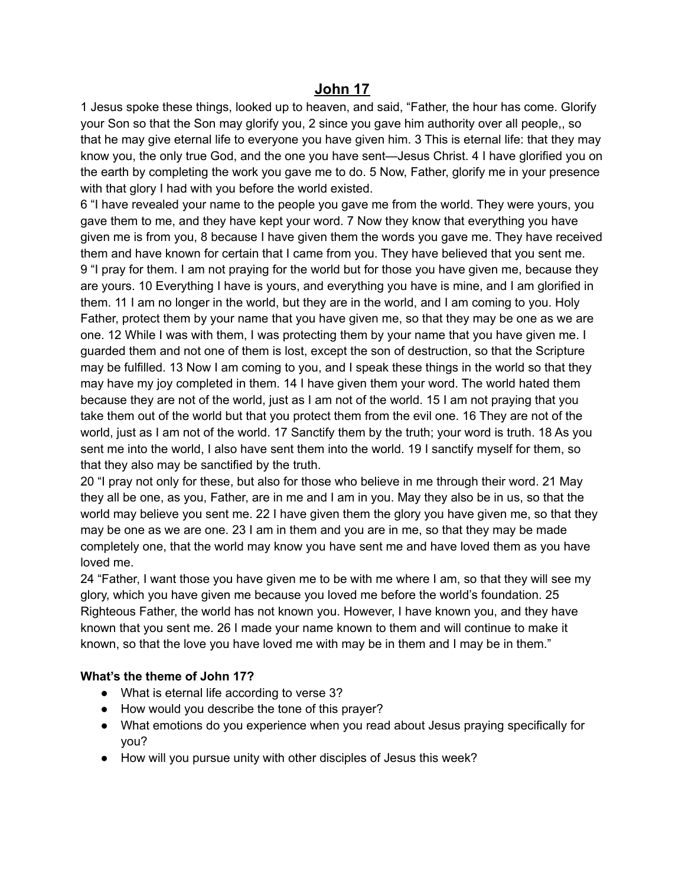# John 17

1 Jesus spoke these things, looked up to heaven, and said, "Father, the hour has come. Glorify your Son so that the Son may glorify you, 2 since you gave him authority over all people,, so that he may give eternal life to everyone you have given him. 3 This is eternal life: that they may know you, the only true God, and the one you have sent—Jesus Christ. 4 I have glorified you on the earth by completing the work you gave me to do. 5 Now, Father, glorify me in your presence with that glory I had with you before the world existed.

6 "I have revealed your name to the people you gave me from the world. They were yours, you gave them to me, and they have kept your word. 7 Now they know that everything you have given me is from you, 8 because I have given them the words you gave me. They have received them and have known for certain that I came from you. They have believed that you sent me.

9 "I pray for them. I am not praying for the world but for those you have given me, because they are yours. 10 Everything I have is yours, and everything you have is mine, and I am glorified in them. 11 I am no longer in the world, but they are in the world, and I am coming to you. Holy Father, protect them by your name that you have given me, so that they may be one as we are one. 12 While I was with them, I was protecting them by your name that you have given me. I guarded them and not one of them is lost, except the son of destruction, so that the Scripture may be fulfilled. 13 Now I am coming to you, and I speak these things in the world so that they may have my joy completed in them. 14 I have given them your word. The world hated them because they are not of the world, just as I am not of the world. 15 I am not praying that you take them out of the world but that you protect them from the evil one. 16 They are not of the world, just as I am not of the world. 17 Sanctify them by the truth; your word is truth. 18 As you sent me into the world, I also have sent them into the world. 19 I sanctify myself for them, so that they also may be sanctified by the truth.

20 "I pray not only for these, but also for those who believe in me through their word. 21 May they all be one, as you, Father, are in me and I am in you. May they also be in us, so that the world may believe you sent me. 22 I have given them the glory you have given me, so that they may be one as we are one. 23 I am in them and you are in me, so that they may be made completely one, that the world may know you have sent me and have loved them as you have loved me.

24 "Father, I want those you have given me to be with me where I am, so that they will see my glory, which you have given me because you loved me before the world's foundation. 25 Righteous Father, the world has not known you. However, I have known you, and they have known that you sent me. 26 I made your name known to them and will continue to make it known, so that the love you have loved me with may be in them and I may be in them."

**What's the theme of John 17?**

- What is eternal life according to verse 3?
- How would you describe the tone of this prayer?
- What emotions do you experience when you read about Jesus praying specifically for you?
- How will you pursue unity with other disciples of Jesus this week?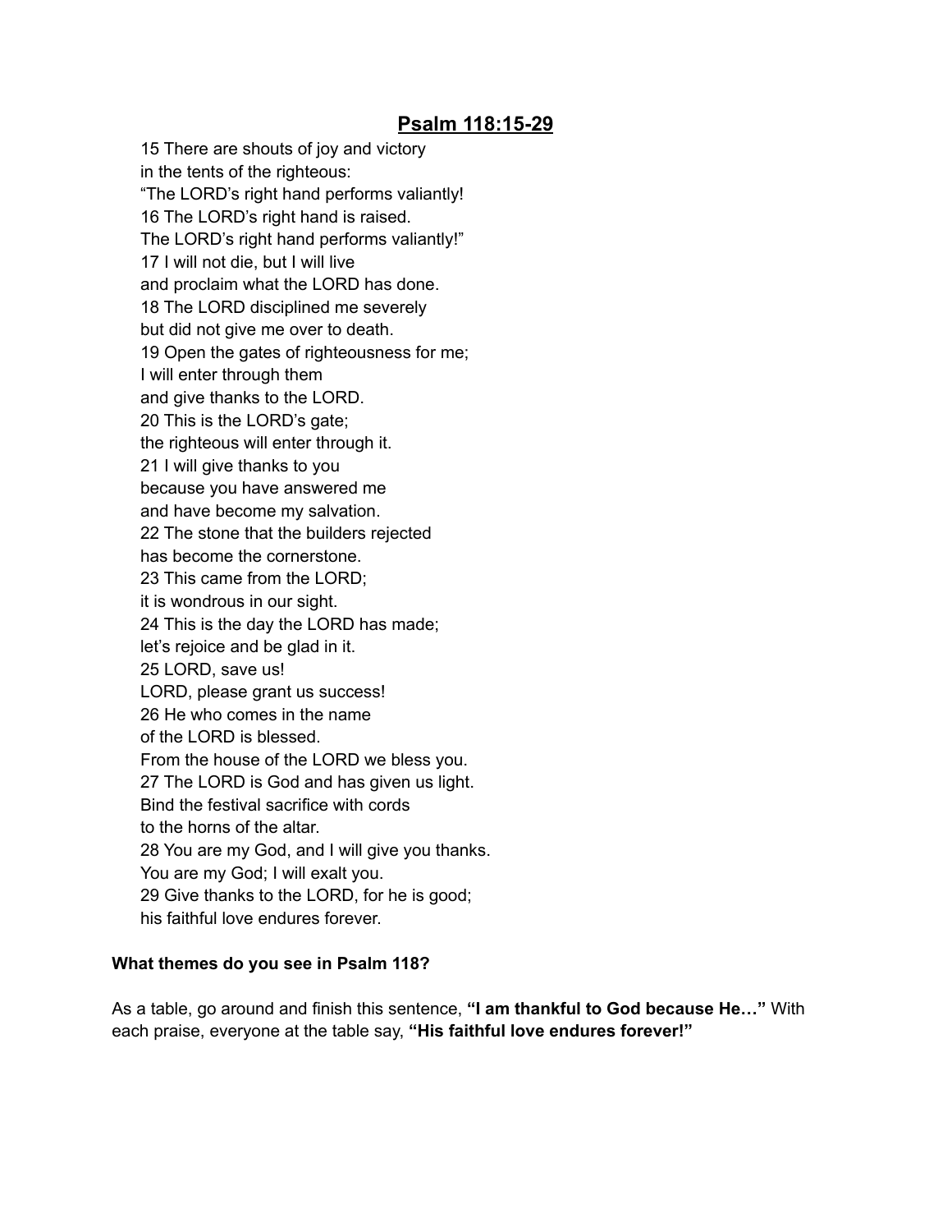## Psalm 118:15-29

15 There are shouts of joy and victory
in the tents of the righteous:
"The LORD's right hand performs valiantly!
16 The LORD's right hand is raised.
The LORD's right hand performs valiantly!"
17 I will not die, but I will live
and proclaim what the LORD has done.
18 The LORD disciplined me severely
but did not give me over to death.
19 Open the gates of righteousness for me;
I will enter through them
and give thanks to the LORD.
20 This is the LORD's gate;
the righteous will enter through it.
21 I will give thanks to you
because you have answered me
and have become my salvation.
22 The stone that the builders rejected
has become the cornerstone.
23 This came from the LORD;
it is wondrous in our sight.
24 This is the day the LORD has made;
let's rejoice and be glad in it.
25 LORD, save us!
LORD, please grant us success!
26 He who comes in the name
of the LORD is blessed.
From the house of the LORD we bless you.
27 The LORD is God and has given us light.
Bind the festival sacrifice with cords
to the horns of the altar.
28 You are my God, and I will give you thanks.
You are my God; I will exalt you.
29 Give thanks to the LORD, for he is good;
his faithful love endures forever.

**What themes do you see in Psalm 118?**

As a table, go around and finish this sentence, **"I am thankful to God because He…"** With each praise, everyone at the table say, **"His faithful love endures forever!"**